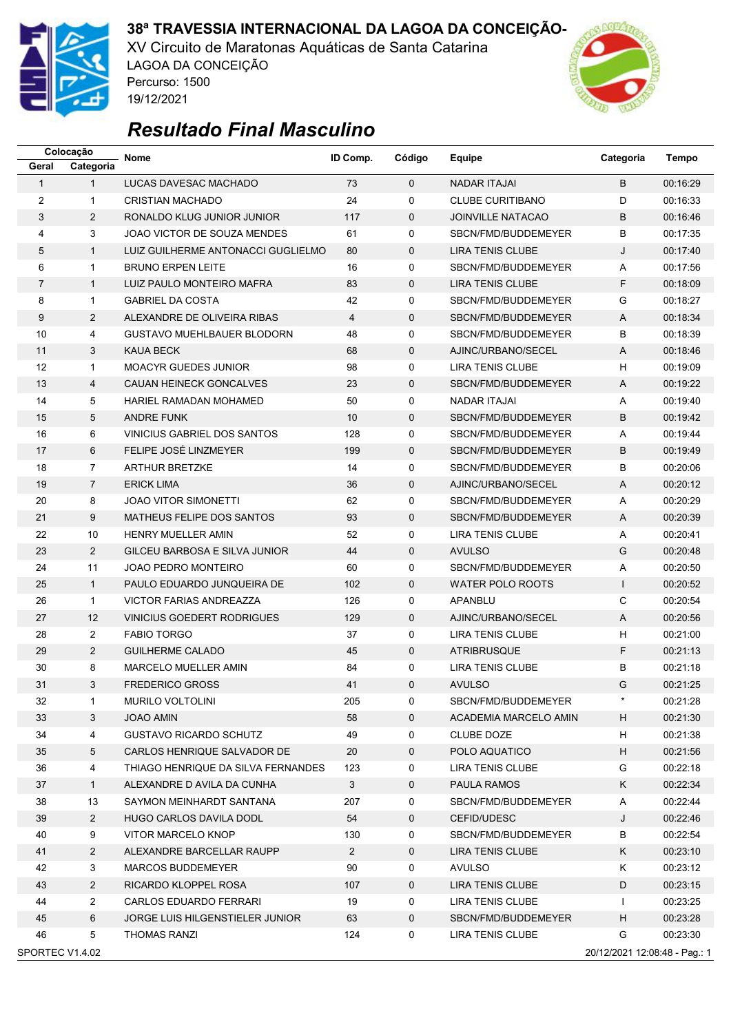# 38ª TRAVESSIA INTERNACIONAL DA LAGOA DA CONCEIÇÃO-

XV Circuito de Maratonas Aquáticas de Santa Catarina
LAGOA DA CONCEIÇÃO
Percurso: 1500
19/12/2021

## Resultado Final Masculino

| Colocação | | Nome | ID Comp. | Código | Equipe | Categoria | Tempo |
|---|---|---|---|---|---|---|---|
| Geral | Categoria | | | | | | |
| 1 | 1 | LUCAS DAVESAC MACHADO | 73 | 0 | NADAR ITAJAI | B | 00:16:29 |
| 2 | 1 | CRISTIAN MACHADO | 24 | 0 | CLUBE CURITIBANO | D | 00:16:33 |
| 3 | 2 | RONALDO KLUG JUNIOR JUNIOR | 117 | 0 | JOINVILLE NATACAO | B | 00:16:46 |
| 4 | 3 | JOAO VICTOR DE SOUZA MENDES | 61 | 0 | SBCN/FMD/BUDDEMEYER | B | 00:17:35 |
| 5 | 1 | LUIZ GUILHERME ANTONACCI GUGLIELMO | 80 | 0 | LIRA TENIS CLUBE | J | 00:17:40 |
| 6 | 1 | BRUNO ERPEN LEITE | 16 | 0 | SBCN/FMD/BUDDEMEYER | A | 00:17:56 |
| 7 | 1 | LUIZ PAULO MONTEIRO MAFRA | 83 | 0 | LIRA TENIS CLUBE | F | 00:18:09 |
| 8 | 1 | GABRIEL DA COSTA | 42 | 0 | SBCN/FMD/BUDDEMEYER | G | 00:18:27 |
| 9 | 2 | ALEXANDRE DE OLIVEIRA RIBAS | 4 | 0 | SBCN/FMD/BUDDEMEYER | A | 00:18:34 |
| 10 | 4 | GUSTAVO MUEHLBAUER BLODORN | 48 | 0 | SBCN/FMD/BUDDEMEYER | B | 00:18:39 |
| 11 | 3 | KAUA BECK | 68 | 0 | AJINC/URBANO/SECEL | A | 00:18:46 |
| 12 | 1 | MOACYR GUEDES JUNIOR | 98 | 0 | LIRA TENIS CLUBE | H | 00:19:09 |
| 13 | 4 | CAUAN HEINECK GONCALVES | 23 | 0 | SBCN/FMD/BUDDEMEYER | A | 00:19:22 |
| 14 | 5 | HARIEL RAMADAN MOHAMED | 50 | 0 | NADAR ITAJAI | A | 00:19:40 |
| 15 | 5 | ANDRE FUNK | 10 | 0 | SBCN/FMD/BUDDEMEYER | B | 00:19:42 |
| 16 | 6 | VINICIUS GABRIEL DOS SANTOS | 128 | 0 | SBCN/FMD/BUDDEMEYER | A | 00:19:44 |
| 17 | 6 | FELIPE JOSÉ LINZMEYER | 199 | 0 | SBCN/FMD/BUDDEMEYER | B | 00:19:49 |
| 18 | 7 | ARTHUR BRETZKE | 14 | 0 | SBCN/FMD/BUDDEMEYER | B | 00:20:06 |
| 19 | 7 | ERICK LIMA | 36 | 0 | AJINC/URBANO/SECEL | A | 00:20:12 |
| 20 | 8 | JOAO VITOR SIMONETTI | 62 | 0 | SBCN/FMD/BUDDEMEYER | A | 00:20:29 |
| 21 | 9 | MATHEUS FELIPE DOS SANTOS | 93 | 0 | SBCN/FMD/BUDDEMEYER | A | 00:20:39 |
| 22 | 10 | HENRY MUELLER AMIN | 52 | 0 | LIRA TENIS CLUBE | A | 00:20:41 |
| 23 | 2 | GILCEU BARBOSA E SILVA JUNIOR | 44 | 0 | AVULSO | G | 00:20:48 |
| 24 | 11 | JOAO PEDRO MONTEIRO | 60 | 0 | SBCN/FMD/BUDDEMEYER | A | 00:20:50 |
| 25 | 1 | PAULO EDUARDO JUNQUEIRA DE | 102 | 0 | WATER POLO ROOTS | I | 00:20:52 |
| 26 | 1 | VICTOR FARIAS ANDREAZZA | 126 | 0 | APANBLU | C | 00:20:54 |
| 27 | 12 | VINICIUS GOEDERT RODRIGUES | 129 | 0 | AJINC/URBANO/SECEL | A | 00:20:56 |
| 28 | 2 | FABIO TORGO | 37 | 0 | LIRA TENIS CLUBE | H | 00:21:00 |
| 29 | 2 | GUILHERME CALADO | 45 | 0 | ATRIBRUSQUE | F | 00:21:13 |
| 30 | 8 | MARCELO MUELLER AMIN | 84 | 0 | LIRA TENIS CLUBE | B | 00:21:18 |
| 31 | 3 | FREDERICO GROSS | 41 | 0 | AVULSO | G | 00:21:25 |
| 32 | 1 | MURILO VOLTOLINI | 205 | 0 | SBCN/FMD/BUDDEMEYER | * | 00:21:28 |
| 33 | 3 | JOAO AMIN | 58 | 0 | ACADEMIA MARCELO AMIN | H | 00:21:30 |
| 34 | 4 | GUSTAVO RICARDO SCHUTZ | 49 | 0 | CLUBE DOZE | H | 00:21:38 |
| 35 | 5 | CARLOS HENRIQUE SALVADOR DE | 20 | 0 | POLO AQUATICO | H | 00:21:56 |
| 36 | 4 | THIAGO HENRIQUE DA SILVA FERNANDES | 123 | 0 | LIRA TENIS CLUBE | G | 00:22:18 |
| 37 | 1 | ALEXANDRE D AVILA DA CUNHA | 3 | 0 | PAULA RAMOS | K | 00:22:34 |
| 38 | 13 | SAYMON MEINHARDT SANTANA | 207 | 0 | SBCN/FMD/BUDDEMEYER | A | 00:22:44 |
| 39 | 2 | HUGO CARLOS DAVILA DODL | 54 | 0 | CEFID/UDESC | J | 00:22:46 |
| 40 | 9 | VITOR MARCELO KNOP | 130 | 0 | SBCN/FMD/BUDDEMEYER | B | 00:22:54 |
| 41 | 2 | ALEXANDRE BARCELLAR RAUPP | 2 | 0 | LIRA TENIS CLUBE | K | 00:23:10 |
| 42 | 3 | MARCOS BUDDEMEYER | 90 | 0 | AVULSO | K | 00:23:12 |
| 43 | 2 | RICARDO KLOPPEL ROSA | 107 | 0 | LIRA TENIS CLUBE | D | 00:23:15 |
| 44 | 2 | CARLOS EDUARDO FERRARI | 19 | 0 | LIRA TENIS CLUBE | I | 00:23:25 |
| 45 | 6 | JORGE LUIS HILGENSTIELER JUNIOR | 63 | 0 | SBCN/FMD/BUDDEMEYER | H | 00:23:28 |
| 46 | 5 | THOMAS RANZI | 124 | 0 | LIRA TENIS CLUBE | G | 00:23:30 |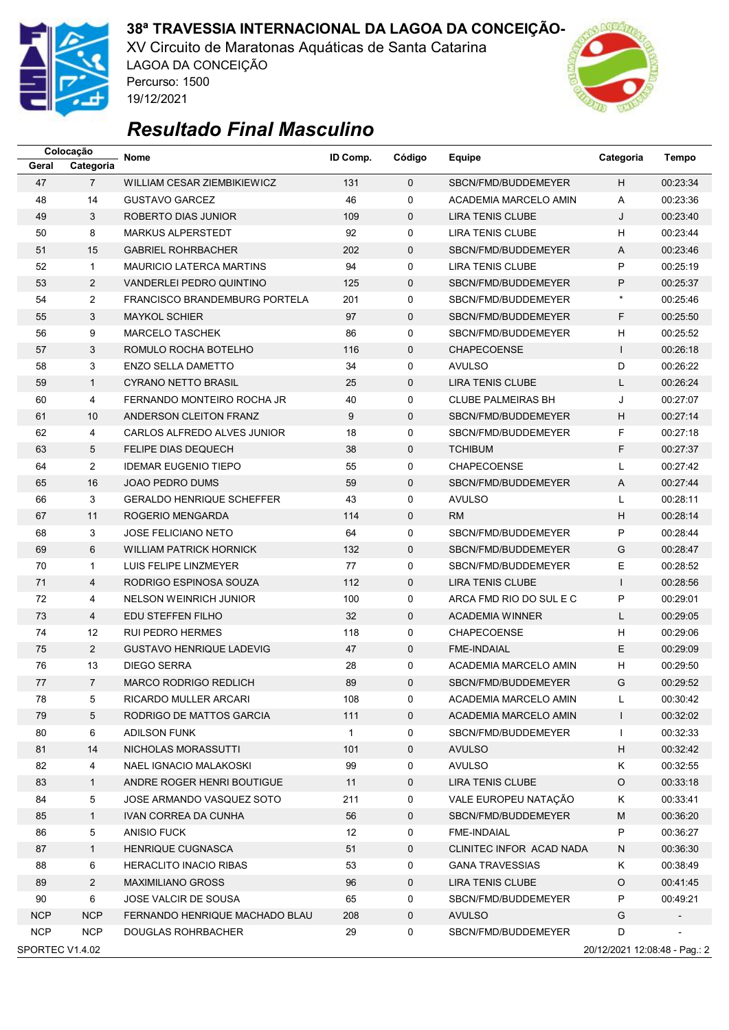# 38ª TRAVESSIA INTERNACIONAL DA LAGOA DA CONCEIÇÃO-

XV Circuito de Maratonas Aquáticas de Santa Catarina
LAGOA DA CONCEIÇÃO
Percurso: 1500
19/12/2021

## *Resultado Final Masculino*

| Colocação | | Nome | ID Comp. | Código | Equipe | Categoria | Tempo |
|---|---|---|---|---|---|---|---|
| Geral | Categoria | | | | | | |
| 47 | 7 | WILLIAM CESAR ZIEMBIKIEWICZ | 131 | 0 | SBCN/FMD/BUDDEMEYER | H | 00:23:34 |
| 48 | 14 | GUSTAVO GARCEZ | 46 | 0 | ACADEMIA MARCELO AMIN | A | 00:23:36 |
| 49 | 3 | ROBERTO DIAS JUNIOR | 109 | 0 | LIRA TENIS CLUBE | J | 00:23:40 |
| 50 | 8 | MARKUS ALPERSTEDT | 92 | 0 | LIRA TENIS CLUBE | H | 00:23:44 |
| 51 | 15 | GABRIEL ROHRBACHER | 202 | 0 | SBCN/FMD/BUDDEMEYER | A | 00:23:46 |
| 52 | 1 | MAURICIO LATERCA MARTINS | 94 | 0 | LIRA TENIS CLUBE | P | 00:25:19 |
| 53 | 2 | VANDERLEI PEDRO QUINTINO | 125 | 0 | SBCN/FMD/BUDDEMEYER | P | 00:25:37 |
| 54 | 2 | FRANCISCO BRANDEMBURG PORTELA | 201 | 0 | SBCN/FMD/BUDDEMEYER | * | 00:25:46 |
| 55 | 3 | MAYKOL SCHIER | 97 | 0 | SBCN/FMD/BUDDEMEYER | F | 00:25:50 |
| 56 | 9 | MARCELO TASCHEK | 86 | 0 | SBCN/FMD/BUDDEMEYER | H | 00:25:52 |
| 57 | 3 | ROMULO ROCHA BOTELHO | 116 | 0 | CHAPECOENSE | I | 00:26:18 |
| 58 | 3 | ENZO SELLA DAMETTO | 34 | 0 | AVULSO | D | 00:26:22 |
| 59 | 1 | CYRANO NETTO BRASIL | 25 | 0 | LIRA TENIS CLUBE | L | 00:26:24 |
| 60 | 4 | FERNANDO MONTEIRO ROCHA JR | 40 | 0 | CLUBE PALMEIRAS BH | J | 00:27:07 |
| 61 | 10 | ANDERSON CLEITON FRANZ | 9 | 0 | SBCN/FMD/BUDDEMEYER | H | 00:27:14 |
| 62 | 4 | CARLOS ALFREDO ALVES JUNIOR | 18 | 0 | SBCN/FMD/BUDDEMEYER | F | 00:27:18 |
| 63 | 5 | FELIPE DIAS DEQUECH | 38 | 0 | TCHIBUM | F | 00:27:37 |
| 64 | 2 | IDEMAR EUGENIO TIEPO | 55 | 0 | CHAPECOENSE | L | 00:27:42 |
| 65 | 16 | JOAO PEDRO DUMS | 59 | 0 | SBCN/FMD/BUDDEMEYER | A | 00:27:44 |
| 66 | 3 | GERALDO HENRIQUE SCHEFFER | 43 | 0 | AVULSO | L | 00:28:11 |
| 67 | 11 | ROGERIO MENGARDA | 114 | 0 | RM | H | 00:28:14 |
| 68 | 3 | JOSE FELICIANO NETO | 64 | 0 | SBCN/FMD/BUDDEMEYER | P | 00:28:44 |
| 69 | 6 | WILLIAM PATRICK HORNICK | 132 | 0 | SBCN/FMD/BUDDEMEYER | G | 00:28:47 |
| 70 | 1 | LUIS FELIPE LINZMEYER | 77 | 0 | SBCN/FMD/BUDDEMEYER | E | 00:28:52 |
| 71 | 4 | RODRIGO ESPINOSA SOUZA | 112 | 0 | LIRA TENIS CLUBE | I | 00:28:56 |
| 72 | 4 | NELSON WEINRICH JUNIOR | 100 | 0 | ARCA FMD RIO DO SUL E C | P | 00:29:01 |
| 73 | 4 | EDU STEFFEN FILHO | 32 | 0 | ACADEMIA WINNER | L | 00:29:05 |
| 74 | 12 | RUI PEDRO HERMES | 118 | 0 | CHAPECOENSE | H | 00:29:06 |
| 75 | 2 | GUSTAVO HENRIQUE LADEVIG | 47 | 0 | FME-INDAIAL | E | 00:29:09 |
| 76 | 13 | DIEGO SERRA | 28 | 0 | ACADEMIA MARCELO AMIN | H | 00:29:50 |
| 77 | 7 | MARCO RODRIGO REDLICH | 89 | 0 | SBCN/FMD/BUDDEMEYER | G | 00:29:52 |
| 78 | 5 | RICARDO MULLER ARCARI | 108 | 0 | ACADEMIA MARCELO AMIN | L | 00:30:42 |
| 79 | 5 | RODRIGO DE MATTOS GARCIA | 111 | 0 | ACADEMIA MARCELO AMIN | I | 00:32:02 |
| 80 | 6 | ADILSON FUNK | 1 | 0 | SBCN/FMD/BUDDEMEYER | I | 00:32:33 |
| 81 | 14 | NICHOLAS MORASSUTTI | 101 | 0 | AVULSO | H | 00:32:42 |
| 82 | 4 | NAEL IGNACIO MALAKOSKI | 99 | 0 | AVULSO | K | 00:32:55 |
| 83 | 1 | ANDRE ROGER HENRI BOUTIGUE | 11 | 0 | LIRA TENIS CLUBE | O | 00:33:18 |
| 84 | 5 | JOSE ARMANDO VASQUEZ SOTO | 211 | 0 | VALE EUROPEU NATAÇÃO | K | 00:33:41 |
| 85 | 1 | IVAN CORREA DA CUNHA | 56 | 0 | SBCN/FMD/BUDDEMEYER | M | 00:36:20 |
| 86 | 5 | ANISIO FUCK | 12 | 0 | FME-INDAIAL | P | 00:36:27 |
| 87 | 1 | HENRIQUE CUGNASCA | 51 | 0 | CLINITEC INFOR ACAD NADA | N | 00:36:30 |
| 88 | 6 | HERACLITO INACIO RIBAS | 53 | 0 | GANA TRAVESSIAS | K | 00:38:49 |
| 89 | 2 | MAXIMILIANO GROSS | 96 | 0 | LIRA TENIS CLUBE | O | 00:41:45 |
| 90 | 6 | JOSE VALCIR DE SOUSA | 65 | 0 | SBCN/FMD/BUDDEMEYER | P | 00:49:21 |
| NCP | NCP | FERNANDO HENRIQUE MACHADO BLAU | 208 | 0 | AVULSO | G | - |
| NCP | NCP | DOUGLAS ROHRBACHER | 29 | 0 | SBCN/FMD/BUDDEMEYER | D | - |

SPORTEC V1.4.02 20/12/2021 12:08:48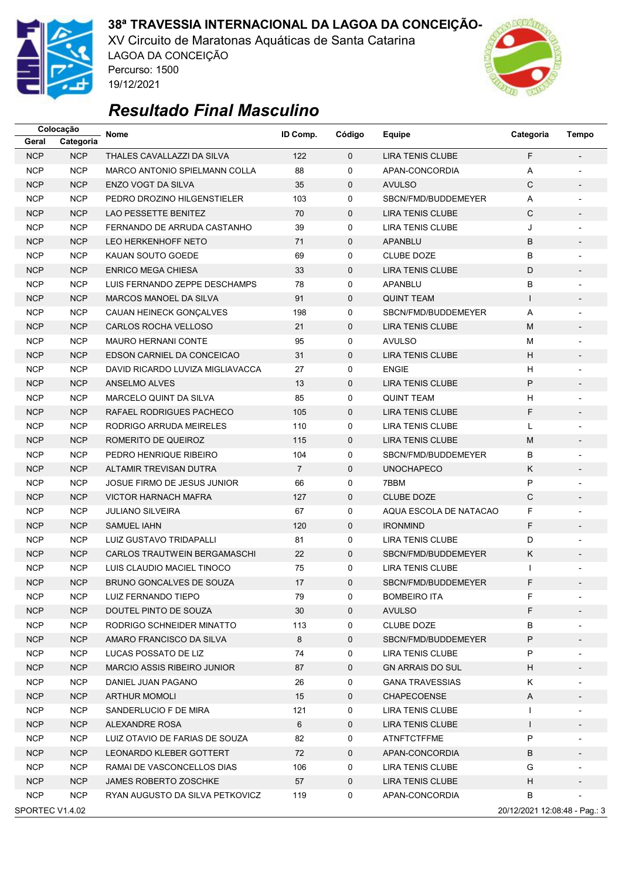# 38ª TRAVESSIA INTERNACIONAL DA LAGOA DA CONCEIÇÃO-

XV Circuito de Maratonas Aquáticas de Santa Catarina
LAGOA DA CONCEIÇÃO
Percurso: 1500
19/12/2021

## *Resultado Final Masculino*

| Colocação | | Nome | ID Comp. | Código | Equipe | Categoria | Tempo |
|---|---|---|---|---|---|---|---|
| Geral | Categoria | | | | | | |
| NCP | NCP | THALES CAVALLAZZI DA SILVA | 122 | 0 | LIRA TENIS CLUBE | F | - |
| NCP | NCP | MARCO ANTONIO SPIELMANN COLLA | 88 | 0 | APAN-CONCORDIA | A | - |
| NCP | NCP | ENZO VOGT DA SILVA | 35 | 0 | AVULSO | C | - |
| NCP | NCP | PEDRO DROZINO HILGENSTIELER | 103 | 0 | SBCN/FMD/BUDDEMEYER | A | - |
| NCP | NCP | LAO PESSETTE BENITEZ | 70 | 0 | LIRA TENIS CLUBE | C | - |
| NCP | NCP | FERNANDO DE ARRUDA CASTANHO | 39 | 0 | LIRA TENIS CLUBE | J | - |
| NCP | NCP | LEO HERKENHOFF NETO | 71 | 0 | APANBLU | B | - |
| NCP | NCP | KAUAN SOUTO GOEDE | 69 | 0 | CLUBE DOZE | B | - |
| NCP | NCP | ENRICO MEGA CHIESA | 33 | 0 | LIRA TENIS CLUBE | D | - |
| NCP | NCP | LUIS FERNANDO ZEPPE DESCHAMPS | 78 | 0 | APANBLU | B | - |
| NCP | NCP | MARCOS MANOEL DA SILVA | 91 | 0 | QUINT TEAM | I | - |
| NCP | NCP | CAUAN HEINECK GONÇALVES | 198 | 0 | SBCN/FMD/BUDDEMEYER | A | - |
| NCP | NCP | CARLOS ROCHA VELLOSO | 21 | 0 | LIRA TENIS CLUBE | M | - |
| NCP | NCP | MAURO HERNANI CONTE | 95 | 0 | AVULSO | M | - |
| NCP | NCP | EDSON CARNIEL DA CONCEICAO | 31 | 0 | LIRA TENIS CLUBE | H | - |
| NCP | NCP | DAVID RICARDO LUVIZA MIGLIAVACCA | 27 | 0 | ENGIE | H | - |
| NCP | NCP | ANSELMO ALVES | 13 | 0 | LIRA TENIS CLUBE | P | - |
| NCP | NCP | MARCELO QUINT DA SILVA | 85 | 0 | QUINT TEAM | H | - |
| NCP | NCP | RAFAEL RODRIGUES PACHECO | 105 | 0 | LIRA TENIS CLUBE | F | - |
| NCP | NCP | RODRIGO ARRUDA MEIRELES | 110 | 0 | LIRA TENIS CLUBE | L | - |
| NCP | NCP | ROMERITO DE QUEIROZ | 115 | 0 | LIRA TENIS CLUBE | M | - |
| NCP | NCP | PEDRO HENRIQUE RIBEIRO | 104 | 0 | SBCN/FMD/BUDDEMEYER | B | - |
| NCP | NCP | ALTAMIR TREVISAN DUTRA | 7 | 0 | UNOCHAPECO | K | - |
| NCP | NCP | JOSUE FIRMO DE JESUS JUNIOR | 66 | 0 | 7BBM | P | - |
| NCP | NCP | VICTOR HARNACH MAFRA | 127 | 0 | CLUBE DOZE | C | - |
| NCP | NCP | JULIANO SILVEIRA | 67 | 0 | AQUA ESCOLA DE NATACAO | F | - |
| NCP | NCP | SAMUEL IAHN | 120 | 0 | IRONMIND | F | - |
| NCP | NCP | LUIZ GUSTAVO TRIDAPALLI | 81 | 0 | LIRA TENIS CLUBE | D | - |
| NCP | NCP | CARLOS TRAUTWEIN BERGAMASCHI | 22 | 0 | SBCN/FMD/BUDDEMEYER | K | - |
| NCP | NCP | LUIS CLAUDIO MACIEL TINOCO | 75 | 0 | LIRA TENIS CLUBE | I | - |
| NCP | NCP | BRUNO GONCALVES DE SOUZA | 17 | 0 | SBCN/FMD/BUDDEMEYER | F | - |
| NCP | NCP | LUIZ FERNANDO TIEPO | 79 | 0 | BOMBEIRO ITA | F | - |
| NCP | NCP | DOUTEL PINTO DE SOUZA | 30 | 0 | AVULSO | F | - |
| NCP | NCP | RODRIGO SCHNEIDER MINATTO | 113 | 0 | CLUBE DOZE | B | - |
| NCP | NCP | AMARO FRANCISCO DA SILVA | 8 | 0 | SBCN/FMD/BUDDEMEYER | P | - |
| NCP | NCP | LUCAS POSSATO DE LIZ | 74 | 0 | LIRA TENIS CLUBE | P | - |
| NCP | NCP | MARCIO ASSIS RIBEIRO JUNIOR | 87 | 0 | GN ARRAIS DO SUL | H | - |
| NCP | NCP | DANIEL JUAN PAGANO | 26 | 0 | GANA TRAVESSIAS | K | - |
| NCP | NCP | ARTHUR MOMOLI | 15 | 0 | CHAPECOENSE | A | - |
| NCP | NCP | SANDERLUCIO F DE MIRA | 121 | 0 | LIRA TENIS CLUBE | I | - |
| NCP | NCP | ALEXANDRE ROSA | 6 | 0 | LIRA TENIS CLUBE | I | - |
| NCP | NCP | LUIZ OTAVIO DE FARIAS DE SOUZA | 82 | 0 | ATNFTCTFFME | P | - |
| NCP | NCP | LEONARDO KLEBER GOTTERT | 72 | 0 | APAN-CONCORDIA | B | - |
| NCP | NCP | RAMAI DE VASCONCELLOS DIAS | 106 | 0 | LIRA TENIS CLUBE | G | - |
| NCP | NCP | JAMES ROBERTO ZOSCHKE | 57 | 0 | LIRA TENIS CLUBE | H | - |
| NCP | NCP | RYAN AUGUSTO DA SILVA PETKOVICZ | 119 | 0 | APAN-CONCORDIA | B | - |

SPORTEC V1.4.02 — 20/12/2021 12:08:48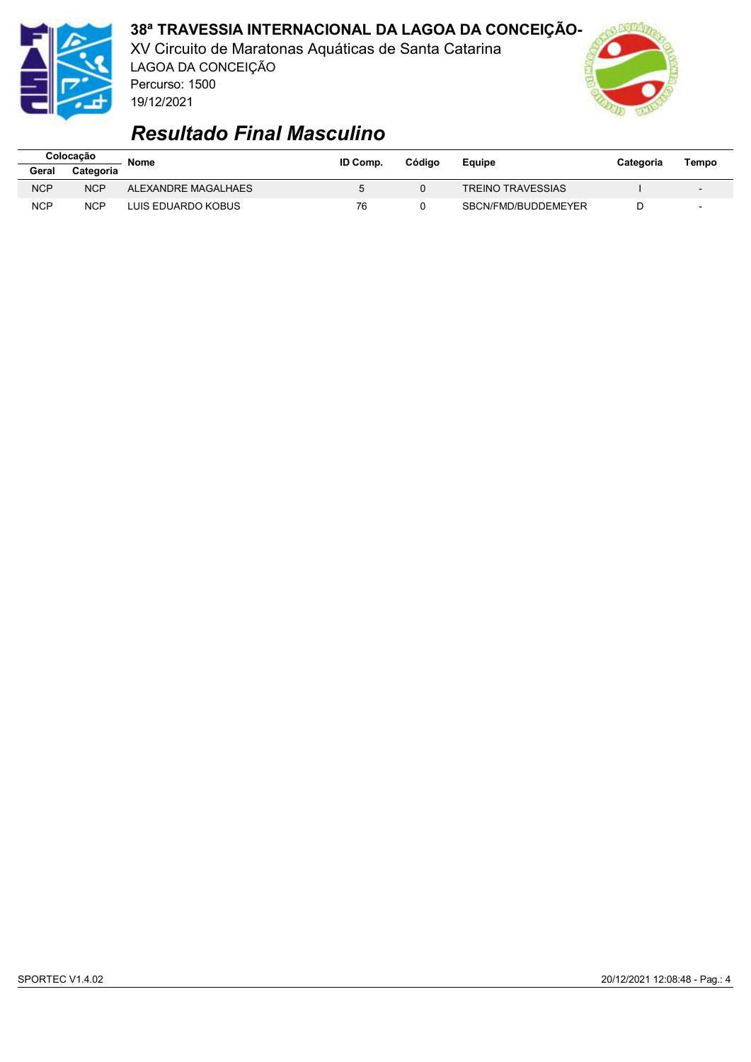**38ª TRAVESSIA INTERNACIONAL DA LAGOA DA CONCEIÇÃO-**

XV Circuito de Maratonas Aquáticas de Santa Catarina

LAGOA DA CONCEIÇÃO

Percurso: 1500

19/12/2021

## *Resultado Final Masculino*

| Colocação | | Nome | ID Comp. | Código | Equipe | Categoria | Tempo |
|---|---|---|---|---|---|---|---|
| Geral | Categoria | | | | | | |
| NCP | NCP | ALEXANDRE MAGALHAES | 5 | 0 | TREINO TRAVESSIAS | I | - |
| NCP | NCP | LUIS EDUARDO KOBUS | 76 | 0 | SBCN/FMD/BUDDEMEYER | D | - |

SPORTEC V1.4.02

20/12/2021 12:08:48 - Pag.: 4